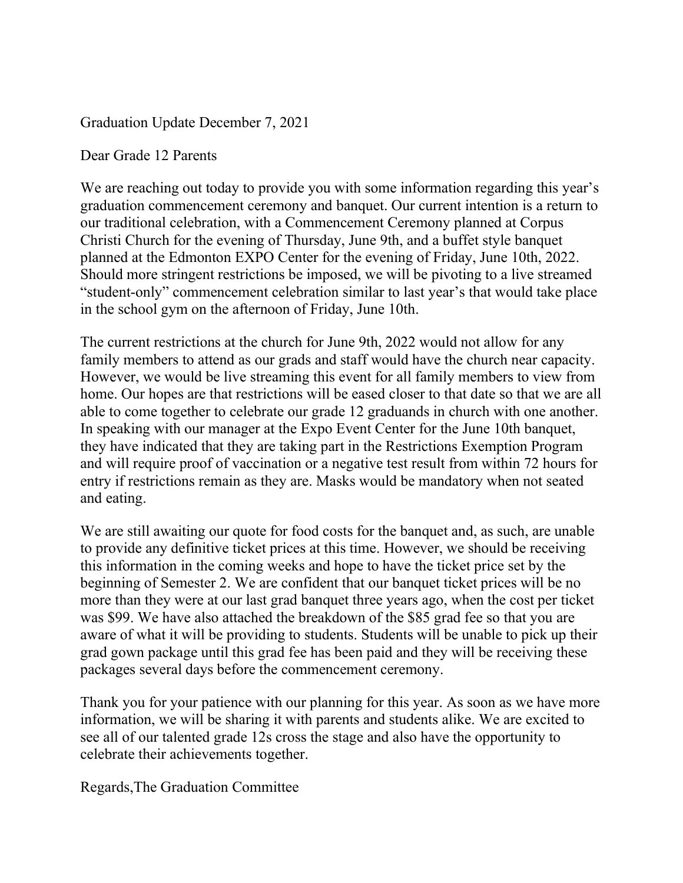Graduation Update December 7, 2021

Dear Grade 12 Parents

We are reaching out today to provide you with some information regarding this year's graduation commencement ceremony and banquet. Our current intention is a return to our traditional celebration, with a Commencement Ceremony planned at Corpus Christi Church for the evening of Thursday, June 9th, and a buffet style banquet planned at the Edmonton EXPO Center for the evening of Friday, June 10th, 2022. Should more stringent restrictions be imposed, we will be pivoting to a live streamed "student-only" commencement celebration similar to last year's that would take place in the school gym on the afternoon of Friday, June 10th.

The current restrictions at the church for June 9th, 2022 would not allow for any family members to attend as our grads and staff would have the church near capacity. However, we would be live streaming this event for all family members to view from home. Our hopes are that restrictions will be eased closer to that date so that we are all able to come together to celebrate our grade 12 graduands in church with one another. In speaking with our manager at the Expo Event Center for the June 10th banquet, they have indicated that they are taking part in the Restrictions Exemption Program and will require proof of vaccination or a negative test result from within 72 hours for entry if restrictions remain as they are. Masks would be mandatory when not seated and eating.

We are still awaiting our quote for food costs for the banquet and, as such, are unable to provide any definitive ticket prices at this time. However, we should be receiving this information in the coming weeks and hope to have the ticket price set by the beginning of Semester 2. We are confident that our banquet ticket prices will be no more than they were at our last grad banquet three years ago, when the cost per ticket was $99. We have also attached the breakdown of the $85 grad fee so that you are aware of what it will be providing to students. Students will be unable to pick up their grad gown package until this grad fee has been paid and they will be receiving these packages several days before the commencement ceremony.

Thank you for your patience with our planning for this year. As soon as we have more information, we will be sharing it with parents and students alike. We are excited to see all of our talented grade 12s cross the stage and also have the opportunity to celebrate their achievements together.

Regards,The Graduation Committee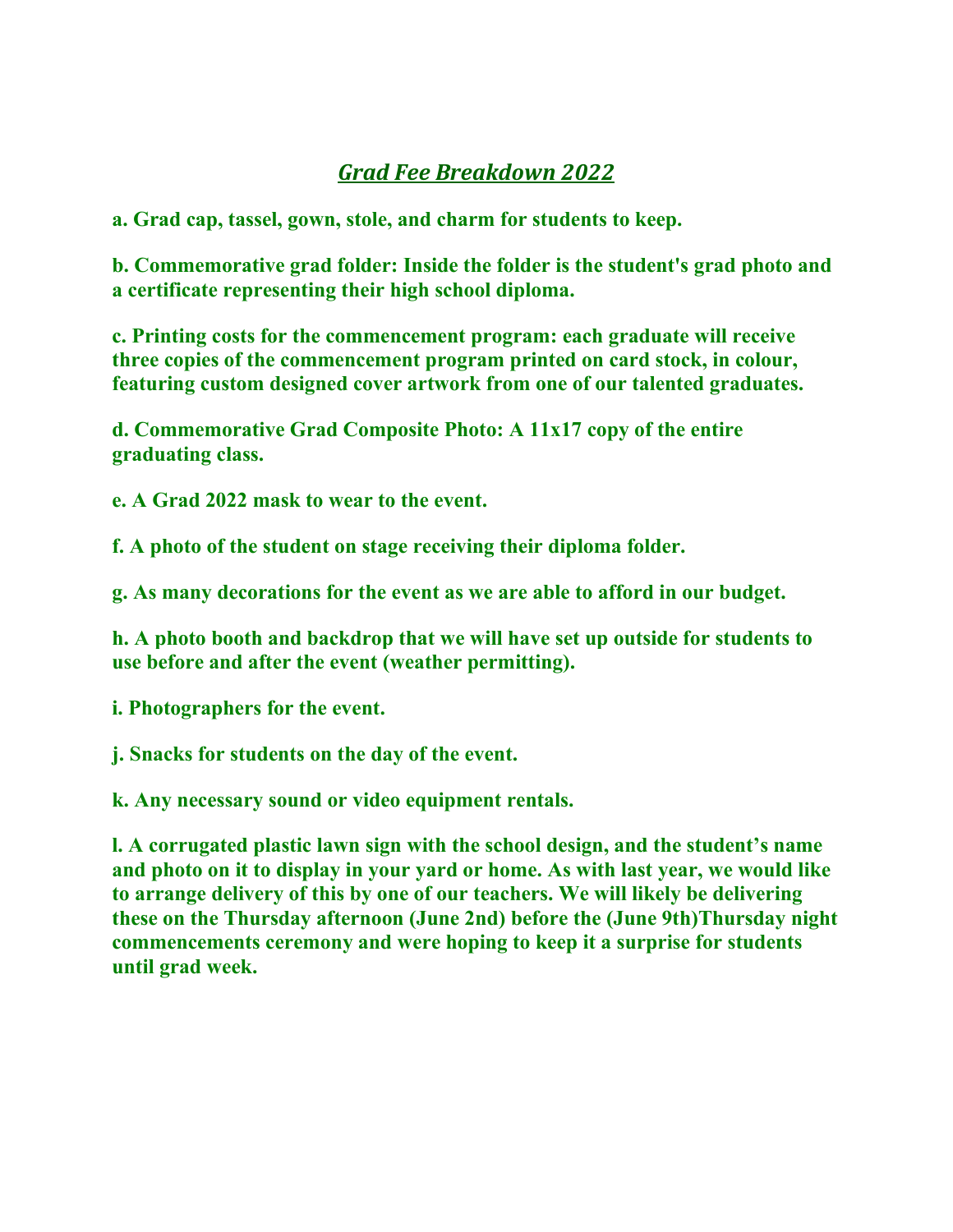# ***Grad Fee Breakdown 2022***

**a. Grad cap, tassel, gown, stole, and charm for students to keep.**

**b. Commemorative grad folder: Inside the folder is the student's grad photo and a certificate representing their high school diploma.**

**c. Printing costs for the commencement program: each graduate will receive three copies of the commencement program printed on card stock, in colour, featuring custom designed cover artwork from one of our talented graduates.**

**d. Commemorative Grad Composite Photo: A 11x17 copy of the entire graduating class.**

**e. A Grad 2022 mask to wear to the event.**

**f. A photo of the student on stage receiving their diploma folder.**

**g. As many decorations for the event as we are able to afford in our budget.**

**h. A photo booth and backdrop that we will have set up outside for students to use before and after the event (weather permitting).**

**i. Photographers for the event.**

**j. Snacks for students on the day of the event.**

**k. Any necessary sound or video equipment rentals.**

**l. A corrugated plastic lawn sign with the school design, and the student's name and photo on it to display in your yard or home. As with last year, we would like to arrange delivery of this by one of our teachers. We will likely be delivering these on the Thursday afternoon (June 2nd) before the (June 9th)Thursday night commencements ceremony and were hoping to keep it a surprise for students until grad week.**